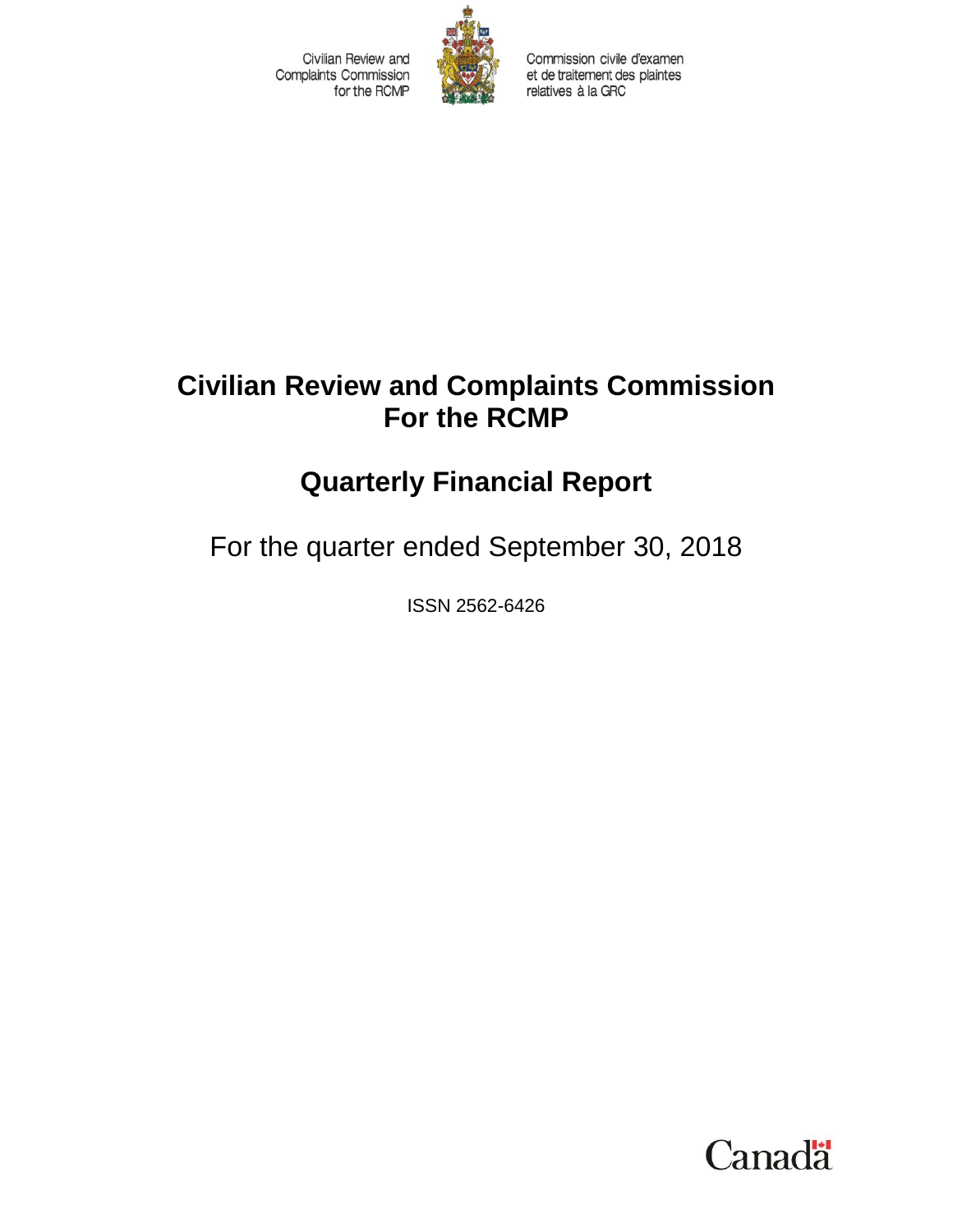Civilian Review and Complaints Commission for the RCMP

Commission civile d'examen et de traitement des plaintes relatives à la GRC

# Civilian Review and Complaints Commission For the RCMP

# Quarterly Financial Report

For the quarter ended September 30, 2018

ISSN 2562-6426

Canada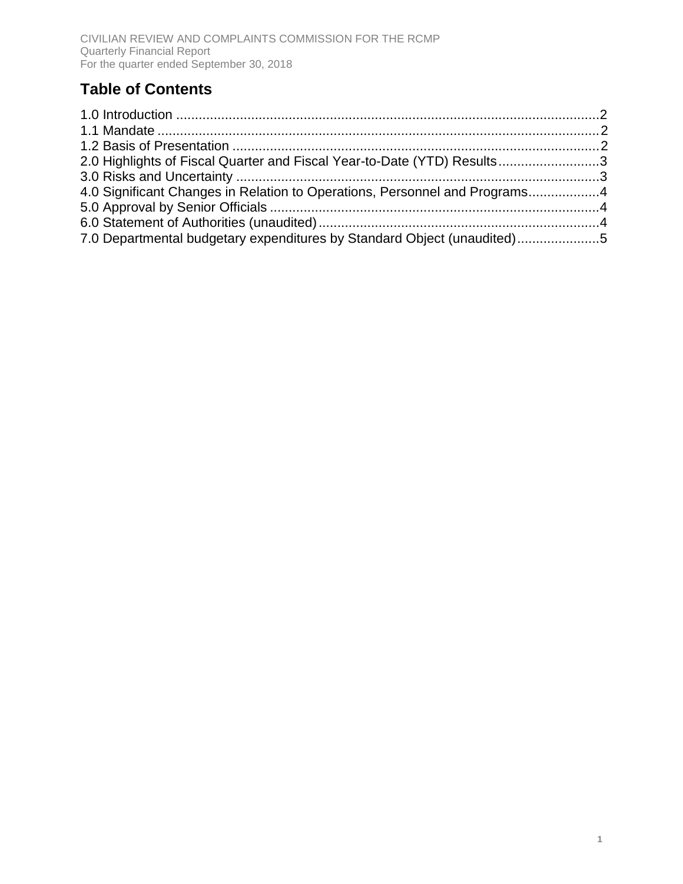## Table of Contents

1.0 Introduction .......... 2
1.1 Mandate .......... 2
1.2 Basis of Presentation .......... 2
2.0 Highlights of Fiscal Quarter and Fiscal Year-to-Date (YTD) Results .......... 3
3.0 Risks and Uncertainty .......... 3
4.0 Significant Changes in Relation to Operations, Personnel and Programs .......... 4
5.0 Approval by Senior Officials .......... 4
6.0 Statement of Authorities (unaudited) .......... 4
7.0 Departmental budgetary expenditures by Standard Object (unaudited) .......... 5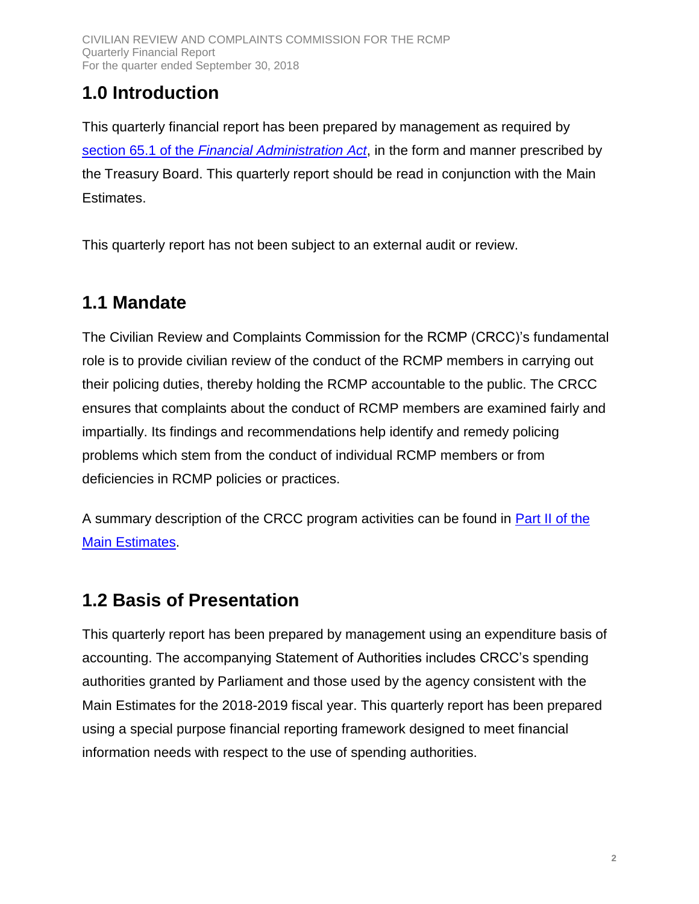## 1.0 Introduction

This quarterly financial report has been prepared by management as required by [section 65.1 of the *Financial Administration Act*](), in the form and manner prescribed by the Treasury Board. This quarterly report should be read in conjunction with the Main Estimates.

This quarterly report has not been subject to an external audit or review.

## 1.1 Mandate

The Civilian Review and Complaints Commission for the RCMP (CRCC)'s fundamental role is to provide civilian review of the conduct of the RCMP members in carrying out their policing duties, thereby holding the RCMP accountable to the public. The CRCC ensures that complaints about the conduct of RCMP members are examined fairly and impartially. Its findings and recommendations help identify and remedy policing problems which stem from the conduct of individual RCMP members or from deficiencies in RCMP policies or practices.

A summary description of the CRCC program activities can be found in [Part II of the Main Estimates]().

## 1.2 Basis of Presentation

This quarterly report has been prepared by management using an expenditure basis of accounting. The accompanying Statement of Authorities includes CRCC's spending authorities granted by Parliament and those used by the agency consistent with the Main Estimates for the 2018-2019 fiscal year. This quarterly report has been prepared using a special purpose financial reporting framework designed to meet financial information needs with respect to the use of spending authorities.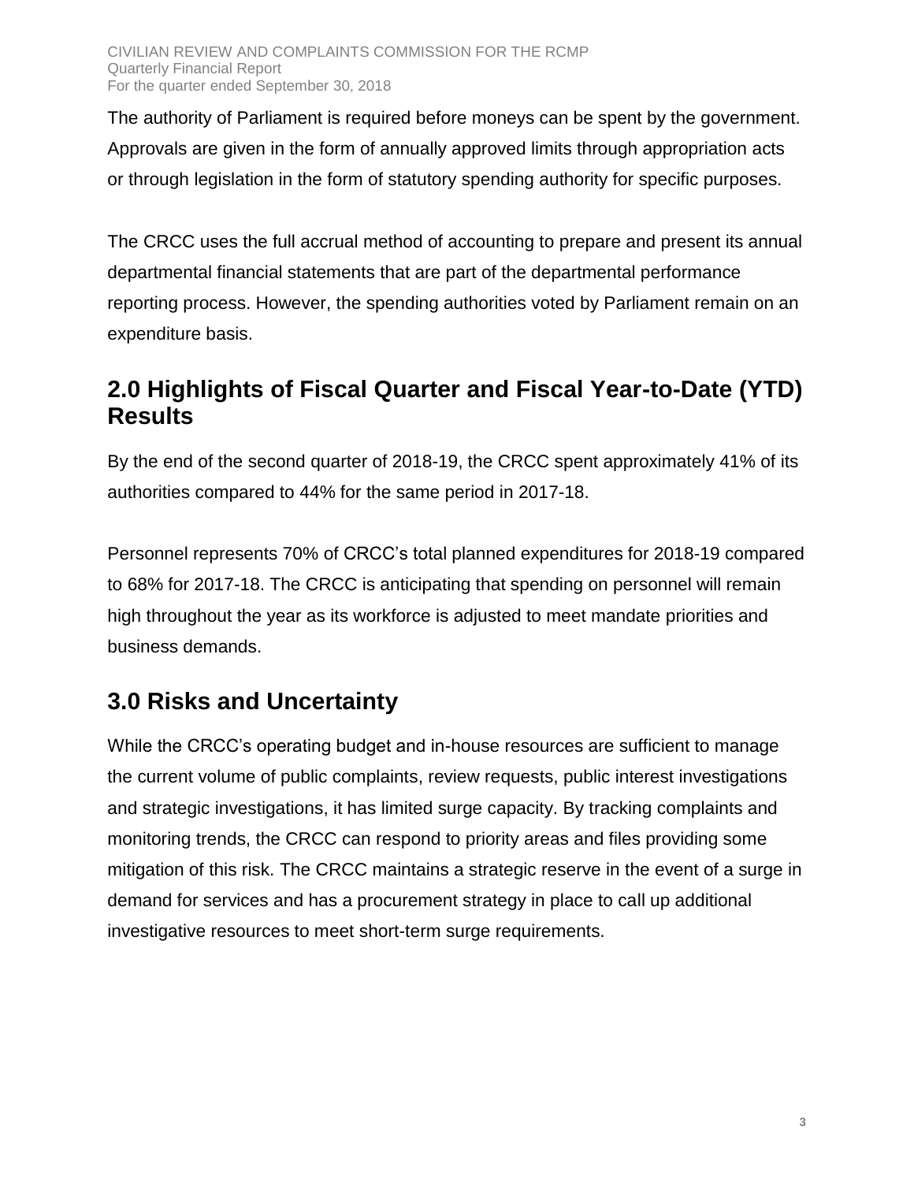The authority of Parliament is required before moneys can be spent by the government. Approvals are given in the form of annually approved limits through appropriation acts or through legislation in the form of statutory spending authority for specific purposes.

The CRCC uses the full accrual method of accounting to prepare and present its annual departmental financial statements that are part of the departmental performance reporting process. However, the spending authorities voted by Parliament remain on an expenditure basis.

## 2.0 Highlights of Fiscal Quarter and Fiscal Year-to-Date (YTD) Results

By the end of the second quarter of 2018-19, the CRCC spent approximately 41% of its authorities compared to 44% for the same period in 2017-18.

Personnel represents 70% of CRCC's total planned expenditures for 2018-19 compared to 68% for 2017-18. The CRCC is anticipating that spending on personnel will remain high throughout the year as its workforce is adjusted to meet mandate priorities and business demands.

## 3.0 Risks and Uncertainty

While the CRCC's operating budget and in-house resources are sufficient to manage the current volume of public complaints, review requests, public interest investigations and strategic investigations, it has limited surge capacity. By tracking complaints and monitoring trends, the CRCC can respond to priority areas and files providing some mitigation of this risk. The CRCC maintains a strategic reserve in the event of a surge in demand for services and has a procurement strategy in place to call up additional investigative resources to meet short-term surge requirements.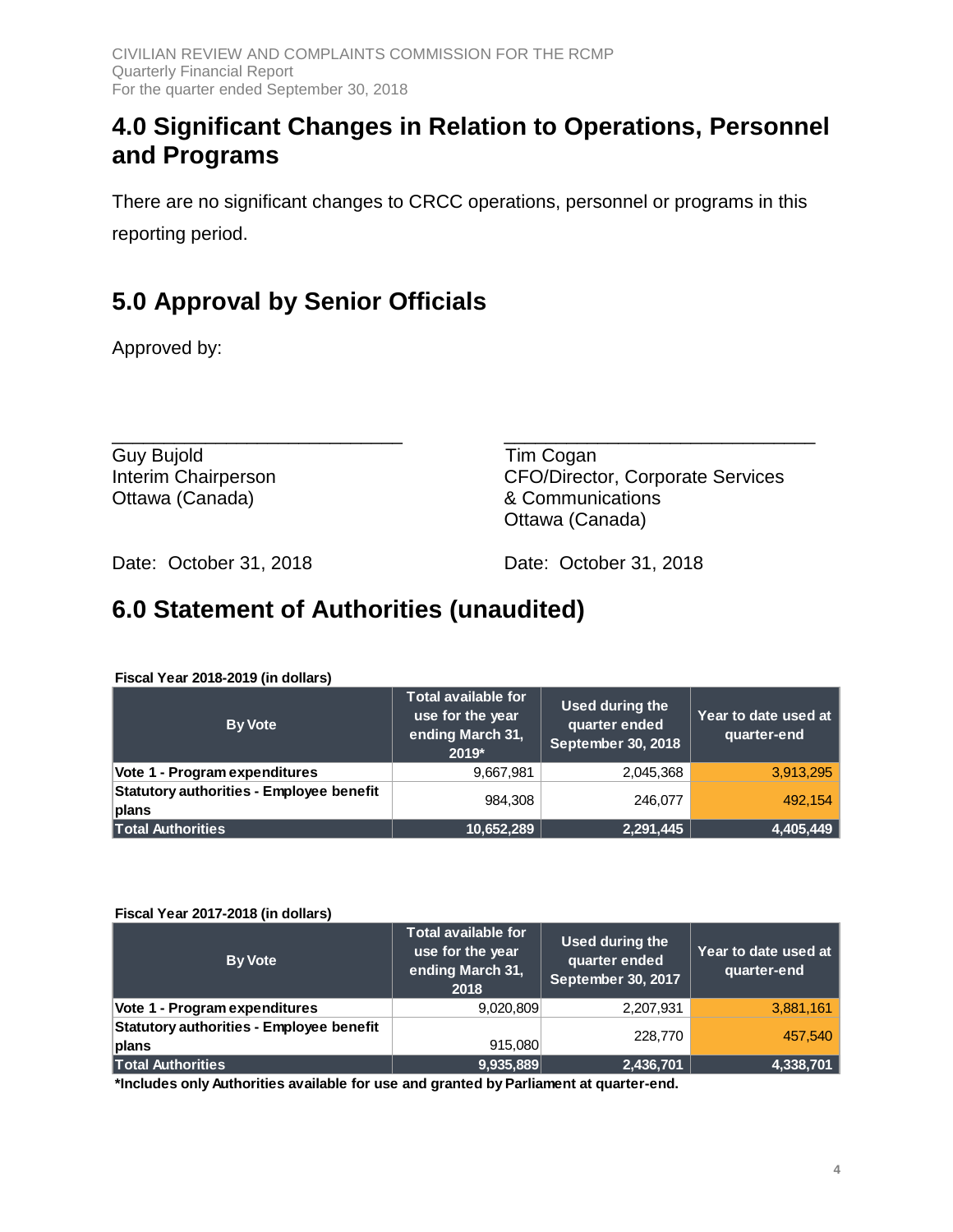## 4.0 Significant Changes in Relation to Operations, Personnel and Programs

There are no significant changes to CRCC operations, personnel or programs in this reporting period.

## 5.0 Approval by Senior Officials

Approved by:

Guy Bujold
Interim Chairperson
Ottawa (Canada)

Date: October 31, 2018

Tim Cogan
CFO/Director, Corporate Services & Communications
Ottawa (Canada)

Date: October 31, 2018

## 6.0 Statement of Authorities (unaudited)

**Fiscal Year 2018-2019 (in dollars)**

| By Vote | Total available for use for the year ending March 31, 2019* | Used during the quarter ended September 30, 2018 | Year to date used at quarter-end |
|---|---|---|---|
| **Vote 1 - Program expenditures** | 9,667,981 | 2,045,368 | 3,913,295 |
| **Statutory authorities - Employee benefit plans** | 984,308 | 246,077 | 492,154 |
| **Total Authorities** | **10,652,289** | **2,291,445** | **4,405,449** |

**Fiscal Year 2017-2018 (in dollars)**

| By Vote | Total available for use for the year ending March 31, 2018 | Used during the quarter ended September 30, 2017 | Year to date used at quarter-end |
|---|---|---|---|
| **Vote 1 - Program expenditures** | 9,020,809 | 2,207,931 | 3,881,161 |
| **Statutory authorities - Employee benefit plans** | 915,080 | 228,770 | 457,540 |
| **Total Authorities** | **9,935,889** | **2,436,701** | **4,338,701** |

**\*Includes only Authorities available for use and granted by Parliament at quarter-end.**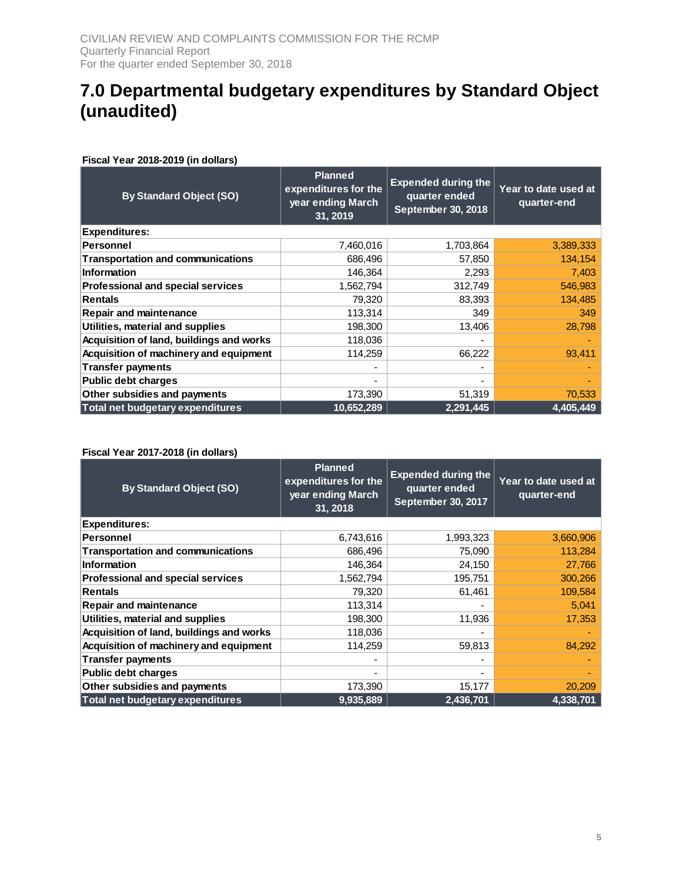# 7.0 Departmental budgetary expenditures by Standard Object (unaudited)

**Fiscal Year 2018-2019 (in dollars)**

| By Standard Object (SO) | Planned expenditures for the year ending March 31, 2019 | Expended during the quarter ended September 30, 2018 | Year to date used at quarter-end |
|---|---|---|---|
| **Expenditures:** | | | |
| **Personnel** | 7,460,016 | 1,703,864 | 3,389,333 |
| **Transportation and communications** | 686,496 | 57,850 | 134,154 |
| **Information** | 146,364 | 2,293 | 7,403 |
| **Professional and special services** | 1,562,794 | 312,749 | 546,983 |
| **Rentals** | 79,320 | 83,393 | 134,485 |
| **Repair and maintenance** | 113,314 | 349 | 349 |
| **Utilities, material and supplies** | 198,300 | 13,406 | 28,798 |
| **Acquisition of land, buildings and works** | 118,036 | - | - |
| **Acquisition of machinery and equipment** | 114,259 | 66,222 | 93,411 |
| **Transfer payments** | - | - | - |
| **Public debt charges** | - | - | - |
| **Other subsidies and payments** | 173,390 | 51,319 | 70,533 |
| **Total net budgetary expenditures** | **10,652,289** | **2,291,445** | **4,405,449** |

**Fiscal Year 2017-2018 (in dollars)**

| By Standard Object (SO) | Planned expenditures for the year ending March 31, 2018 | Expended during the quarter ended September 30, 2017 | Year to date used at quarter-end |
|---|---|---|---|
| **Expenditures:** | | | |
| **Personnel** | 6,743,616 | 1,993,323 | 3,660,906 |
| **Transportation and communications** | 686,496 | 75,090 | 113,284 |
| **Information** | 146,364 | 24,150 | 27,766 |
| **Professional and special services** | 1,562,794 | 195,751 | 300,266 |
| **Rentals** | 79,320 | 61,461 | 109,584 |
| **Repair and maintenance** | 113,314 | - | 5,041 |
| **Utilities, material and supplies** | 198,300 | 11,936 | 17,353 |
| **Acquisition of land, buildings and works** | 118,036 | - | - |
| **Acquisition of machinery and equipment** | 114,259 | 59,813 | 84,292 |
| **Transfer payments** | - | - | - |
| **Public debt charges** | - | - | - |
| **Other subsidies and payments** | 173,390 | 15,177 | 20,209 |
| **Total net budgetary expenditures** | **9,935,889** | **2,436,701** | **4,338,701** |